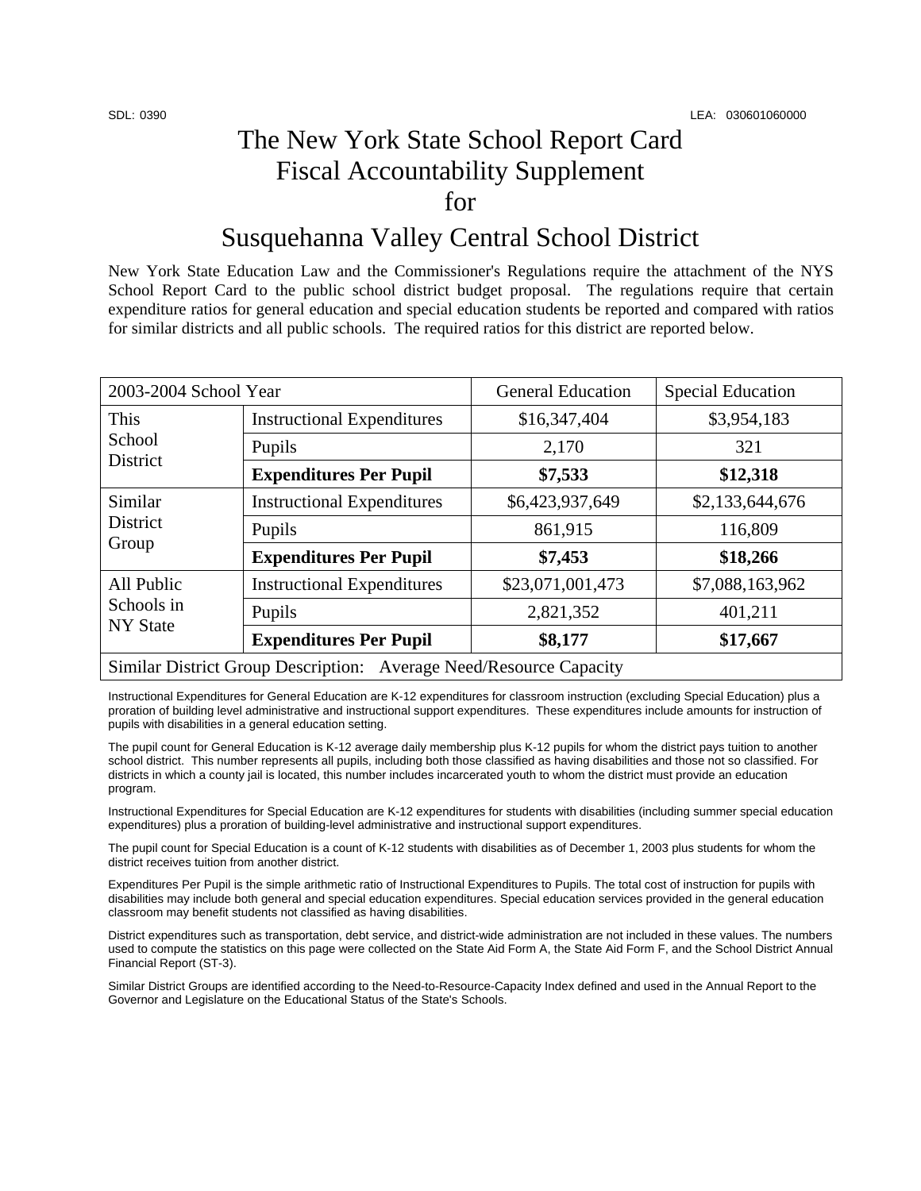SDL: 0390 LEA: 030601060000

# The New York State School Report Card Fiscal Accountability Supplement for

# Susquehanna Valley Central School District

New York State Education Law and the Commissioner's Regulations require the attachment of the NYS School Report Card to the public school district budget proposal. The regulations require that certain expenditure ratios for general education and special education students be reported and compared with ratios for similar districts and all public schools. The required ratios for this district are reported below.

| 2003-2004 School Year | | General Education | Special Education |
|---|---|---|---|
| This School District | Instructional Expenditures | $16,347,404 | $3,954,183 |
| | Pupils | 2,170 | 321 |
| | **Expenditures Per Pupil** | **$7,533** | **$12,318** |
| Similar District Group | Instructional Expenditures | $6,423,937,649 | $2,133,644,676 |
| | Pupils | 861,915 | 116,809 |
| | **Expenditures Per Pupil** | **$7,453** | **$18,266** |
| All Public Schools in NY State | Instructional Expenditures | $23,071,001,473 | $7,088,163,962 |
| | Pupils | 2,821,352 | 401,211 |
| | **Expenditures Per Pupil** | **$8,177** | **$17,667** |
| Similar District Group Description: Average Need/Resource Capacity | | | |

Instructional Expenditures for General Education are K-12 expenditures for classroom instruction (excluding Special Education) plus a proration of building level administrative and instructional support expenditures. These expenditures include amounts for instruction of pupils with disabilities in a general education setting.

The pupil count for General Education is K-12 average daily membership plus K-12 pupils for whom the district pays tuition to another school district. This number represents all pupils, including both those classified as having disabilities and those not so classified. For districts in which a county jail is located, this number includes incarcerated youth to whom the district must provide an education program.

Instructional Expenditures for Special Education are K-12 expenditures for students with disabilities (including summer special education expenditures) plus a proration of building-level administrative and instructional support expenditures.

The pupil count for Special Education is a count of K-12 students with disabilities as of December 1, 2003 plus students for whom the district receives tuition from another district.

Expenditures Per Pupil is the simple arithmetic ratio of Instructional Expenditures to Pupils. The total cost of instruction for pupils with disabilities may include both general and special education expenditures. Special education services provided in the general education classroom may benefit students not classified as having disabilities.

District expenditures such as transportation, debt service, and district-wide administration are not included in these values. The numbers used to compute the statistics on this page were collected on the State Aid Form A, the State Aid Form F, and the School District Annual Financial Report (ST-3).

Similar District Groups are identified according to the Need-to-Resource-Capacity Index defined and used in the Annual Report to the Governor and Legislature on the Educational Status of the State's Schools.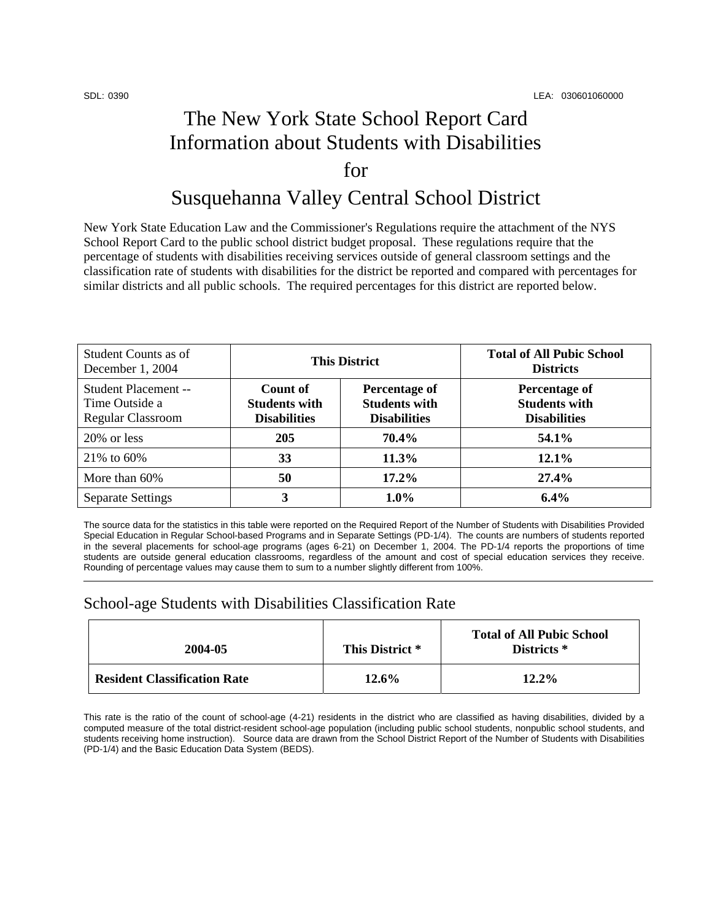SDL: 0390 LEA: 030601060000

# The New York State School Report Card Information about Students with Disabilities for Susquehanna Valley Central School District

New York State Education Law and the Commissioner's Regulations require the attachment of the NYS School Report Card to the public school district budget proposal. These regulations require that the percentage of students with disabilities receiving services outside of general classroom settings and the classification rate of students with disabilities for the district be reported and compared with percentages for similar districts and all public schools. The required percentages for this district are reported below.

| Student Counts as of December 1, 2004 | **This District** | | **Total of All Pubic School Districts** |
|---|---|---|---|
| Student Placement -- Time Outside a Regular Classroom | **Count of Students with Disabilities** | **Percentage of Students with Disabilities** | **Percentage of Students with Disabilities** |
| 20% or less | **205** | **70.4%** | **54.1%** |
| 21% to 60% | **33** | **11.3%** | **12.1%** |
| More than 60% | **50** | **17.2%** | **27.4%** |
| Separate Settings | **3** | **1.0%** | **6.4%** |

The source data for the statistics in this table were reported on the Required Report of the Number of Students with Disabilities Provided Special Education in Regular School-based Programs and in Separate Settings (PD-1/4). The counts are numbers of students reported in the several placements for school-age programs (ages 6-21) on December 1, 2004. The PD-1/4 reports the proportions of time students are outside general education classrooms, regardless of the amount and cost of special education services they receive. Rounding of percentage values may cause them to sum to a number slightly different from 100%.

## School-age Students with Disabilities Classification Rate

| **2004-05** | **This District *** | **Total of All Pubic School Districts *** |
|---|---|---|
| **Resident Classification Rate** | **12.6%** | **12.2%** |

This rate is the ratio of the count of school-age (4-21) residents in the district who are classified as having disabilities, divided by a computed measure of the total district-resident school-age population (including public school students, nonpublic school students, and students receiving home instruction). Source data are drawn from the School District Report of the Number of Students with Disabilities (PD-1/4) and the Basic Education Data System (BEDS).